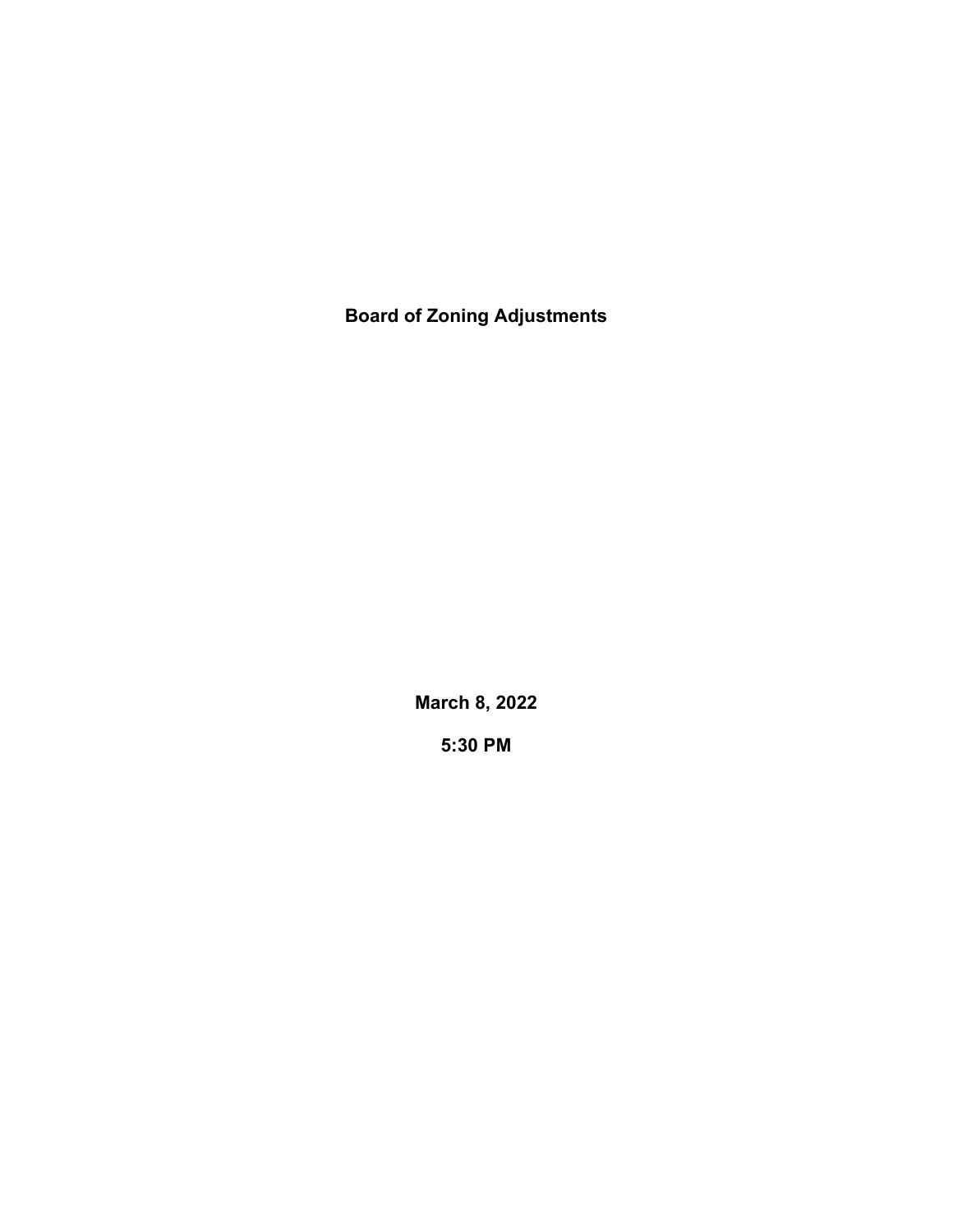# Board of Zoning Adjustments

**March 8, 2022**

**5:30 PM**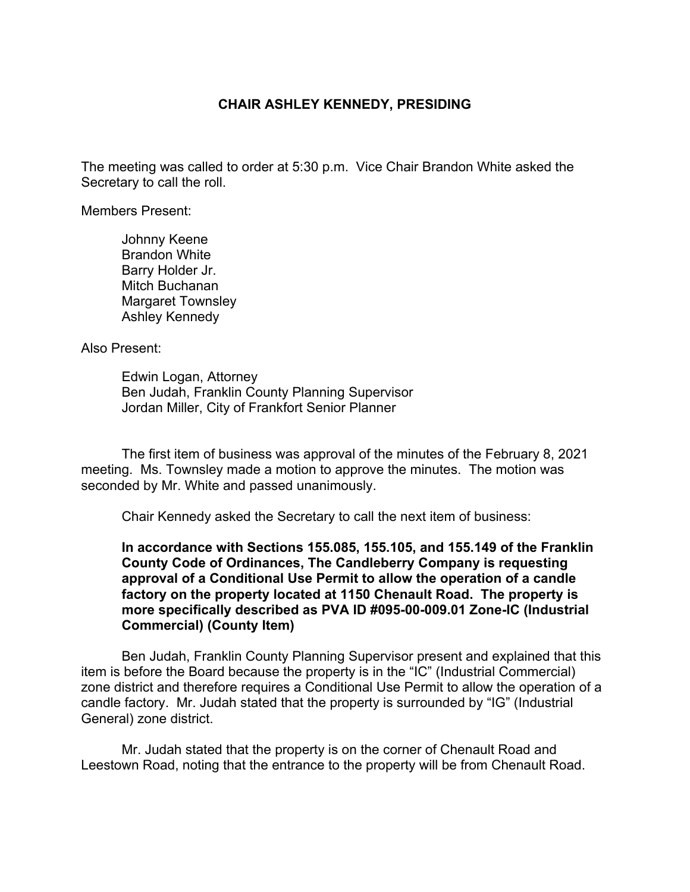**CHAIR ASHLEY KENNEDY, PRESIDING**

The meeting was called to order at 5:30 p.m. Vice Chair Brandon White asked the Secretary to call the roll.

Members Present:

Johnny Keene
Brandon White
Barry Holder Jr.
Mitch Buchanan
Margaret Townsley
Ashley Kennedy

Also Present:

Edwin Logan, Attorney
Ben Judah, Franklin County Planning Supervisor
Jordan Miller, City of Frankfort Senior Planner

The first item of business was approval of the minutes of the February 8, 2021 meeting. Ms. Townsley made a motion to approve the minutes. The motion was seconded by Mr. White and passed unanimously.

Chair Kennedy asked the Secretary to call the next item of business:

**In accordance with Sections 155.085, 155.105, and 155.149 of the Franklin County Code of Ordinances, The Candleberry Company is requesting approval of a Conditional Use Permit to allow the operation of a candle factory on the property located at 1150 Chenault Road. The property is more specifically described as PVA ID #095-00-009.01 Zone-IC (Industrial Commercial) (County Item)**

Ben Judah, Franklin County Planning Supervisor present and explained that this item is before the Board because the property is in the "IC" (Industrial Commercial) zone district and therefore requires a Conditional Use Permit to allow the operation of a candle factory. Mr. Judah stated that the property is surrounded by "IG" (Industrial General) zone district.

Mr. Judah stated that the property is on the corner of Chenault Road and Leestown Road, noting that the entrance to the property will be from Chenault Road.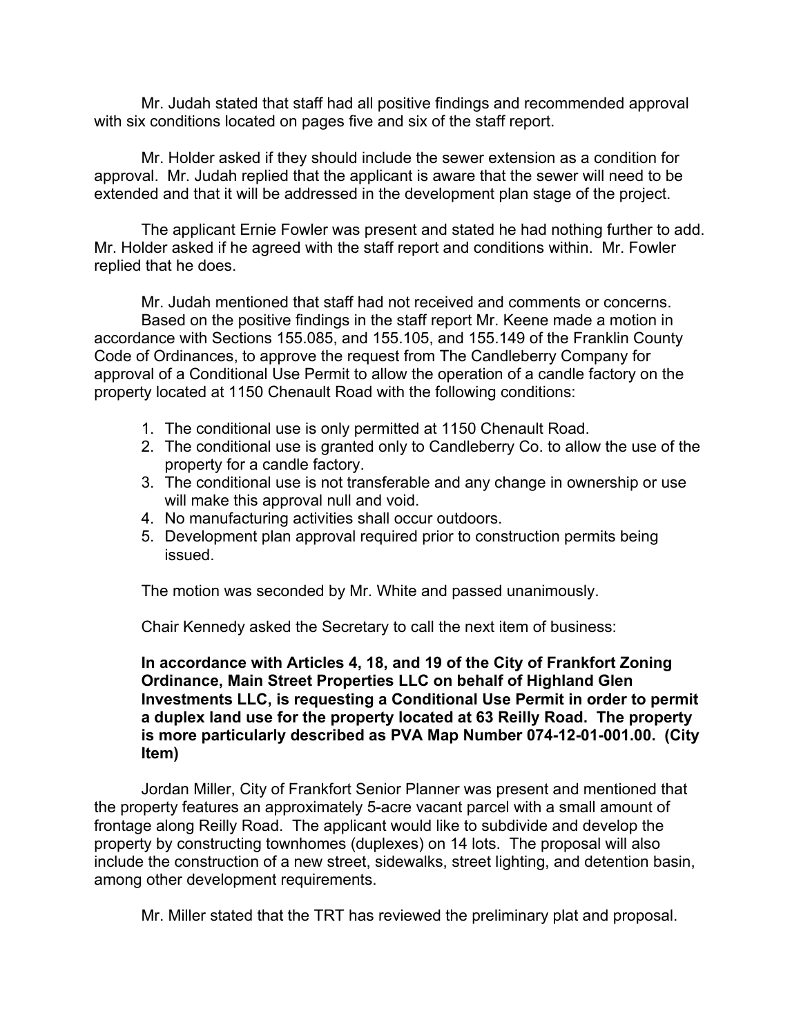Mr. Judah stated that staff had all positive findings and recommended approval with six conditions located on pages five and six of the staff report.

Mr. Holder asked if they should include the sewer extension as a condition for approval. Mr. Judah replied that the applicant is aware that the sewer will need to be extended and that it will be addressed in the development plan stage of the project.

The applicant Ernie Fowler was present and stated he had nothing further to add. Mr. Holder asked if he agreed with the staff report and conditions within. Mr. Fowler replied that he does.

Mr. Judah mentioned that staff had not received and comments or concerns.

Based on the positive findings in the staff report Mr. Keene made a motion in accordance with Sections 155.085, and 155.105, and 155.149 of the Franklin County Code of Ordinances, to approve the request from The Candleberry Company for approval of a Conditional Use Permit to allow the operation of a candle factory on the property located at 1150 Chenault Road with the following conditions:

1. The conditional use is only permitted at 1150 Chenault Road.
2. The conditional use is granted only to Candleberry Co. to allow the use of the property for a candle factory.
3. The conditional use is not transferable and any change in ownership or use will make this approval null and void.
4. No manufacturing activities shall occur outdoors.
5. Development plan approval required prior to construction permits being issued.

The motion was seconded by Mr. White and passed unanimously.

Chair Kennedy asked the Secretary to call the next item of business:

**In accordance with Articles 4, 18, and 19 of the City of Frankfort Zoning Ordinance, Main Street Properties LLC on behalf of Highland Glen Investments LLC, is requesting a Conditional Use Permit in order to permit a duplex land use for the property located at 63 Reilly Road. The property is more particularly described as PVA Map Number 074-12-01-001.00. (City Item)**

Jordan Miller, City of Frankfort Senior Planner was present and mentioned that the property features an approximately 5-acre vacant parcel with a small amount of frontage along Reilly Road. The applicant would like to subdivide and develop the property by constructing townhomes (duplexes) on 14 lots. The proposal will also include the construction of a new street, sidewalks, street lighting, and detention basin, among other development requirements.

Mr. Miller stated that the TRT has reviewed the preliminary plat and proposal.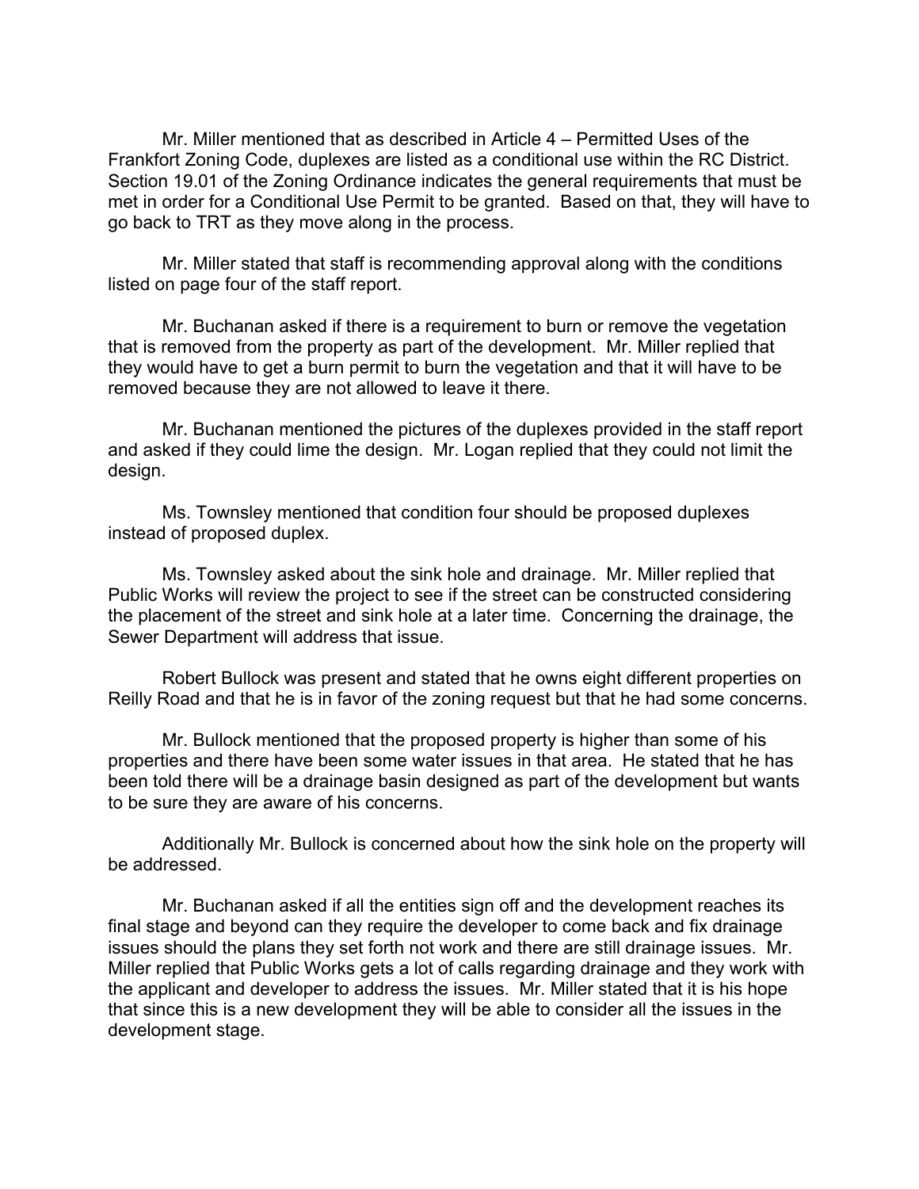Mr. Miller mentioned that as described in Article 4 – Permitted Uses of the Frankfort Zoning Code, duplexes are listed as a conditional use within the RC District. Section 19.01 of the Zoning Ordinance indicates the general requirements that must be met in order for a Conditional Use Permit to be granted. Based on that, they will have to go back to TRT as they move along in the process.

Mr. Miller stated that staff is recommending approval along with the conditions listed on page four of the staff report.

Mr. Buchanan asked if there is a requirement to burn or remove the vegetation that is removed from the property as part of the development. Mr. Miller replied that they would have to get a burn permit to burn the vegetation and that it will have to be removed because they are not allowed to leave it there.

Mr. Buchanan mentioned the pictures of the duplexes provided in the staff report and asked if they could lime the design. Mr. Logan replied that they could not limit the design.

Ms. Townsley mentioned that condition four should be proposed duplexes instead of proposed duplex.

Ms. Townsley asked about the sink hole and drainage. Mr. Miller replied that Public Works will review the project to see if the street can be constructed considering the placement of the street and sink hole at a later time. Concerning the drainage, the Sewer Department will address that issue.

Robert Bullock was present and stated that he owns eight different properties on Reilly Road and that he is in favor of the zoning request but that he had some concerns.

Mr. Bullock mentioned that the proposed property is higher than some of his properties and there have been some water issues in that area. He stated that he has been told there will be a drainage basin designed as part of the development but wants to be sure they are aware of his concerns.

Additionally Mr. Bullock is concerned about how the sink hole on the property will be addressed.

Mr. Buchanan asked if all the entities sign off and the development reaches its final stage and beyond can they require the developer to come back and fix drainage issues should the plans they set forth not work and there are still drainage issues. Mr. Miller replied that Public Works gets a lot of calls regarding drainage and they work with the applicant and developer to address the issues. Mr. Miller stated that it is his hope that since this is a new development they will be able to consider all the issues in the development stage.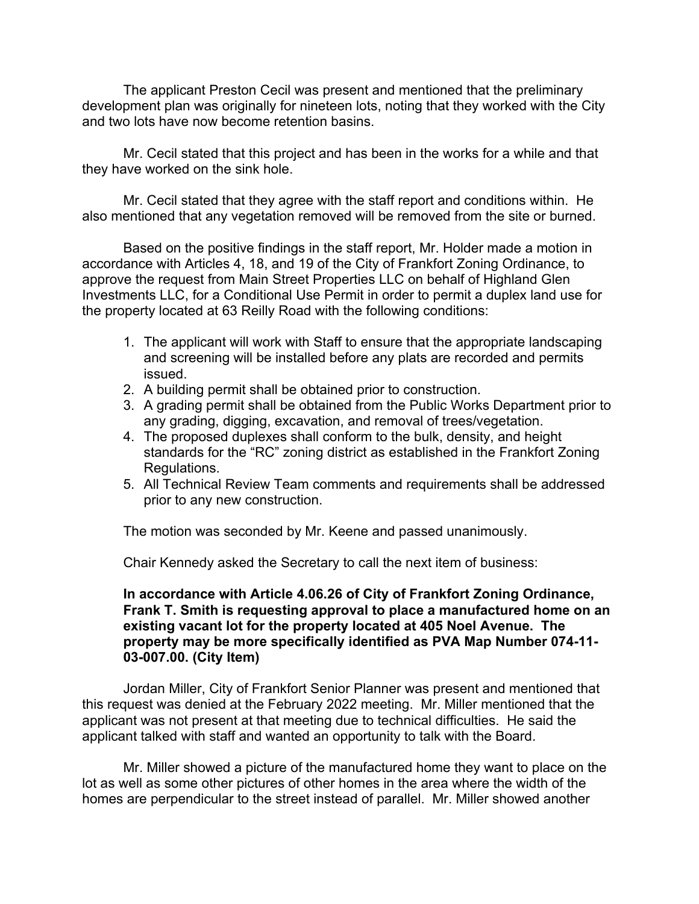The applicant Preston Cecil was present and mentioned that the preliminary development plan was originally for nineteen lots, noting that they worked with the City and two lots have now become retention basins.

Mr. Cecil stated that this project and has been in the works for a while and that they have worked on the sink hole.

Mr. Cecil stated that they agree with the staff report and conditions within. He also mentioned that any vegetation removed will be removed from the site or burned.

Based on the positive findings in the staff report, Mr. Holder made a motion in accordance with Articles 4, 18, and 19 of the City of Frankfort Zoning Ordinance, to approve the request from Main Street Properties LLC on behalf of Highland Glen Investments LLC, for a Conditional Use Permit in order to permit a duplex land use for the property located at 63 Reilly Road with the following conditions:

1. The applicant will work with Staff to ensure that the appropriate landscaping and screening will be installed before any plats are recorded and permits issued.
2. A building permit shall be obtained prior to construction.
3. A grading permit shall be obtained from the Public Works Department prior to any grading, digging, excavation, and removal of trees/vegetation.
4. The proposed duplexes shall conform to the bulk, density, and height standards for the "RC" zoning district as established in the Frankfort Zoning Regulations.
5. All Technical Review Team comments and requirements shall be addressed prior to any new construction.

The motion was seconded by Mr. Keene and passed unanimously.

Chair Kennedy asked the Secretary to call the next item of business:

**In accordance with Article 4.06.26 of City of Frankfort Zoning Ordinance, Frank T. Smith is requesting approval to place a manufactured home on an existing vacant lot for the property located at 405 Noel Avenue. The property may be more specifically identified as PVA Map Number 074-11-03-007.00. (City Item)**

Jordan Miller, City of Frankfort Senior Planner was present and mentioned that this request was denied at the February 2022 meeting. Mr. Miller mentioned that the applicant was not present at that meeting due to technical difficulties. He said the applicant talked with staff and wanted an opportunity to talk with the Board.

Mr. Miller showed a picture of the manufactured home they want to place on the lot as well as some other pictures of other homes in the area where the width of the homes are perpendicular to the street instead of parallel. Mr. Miller showed another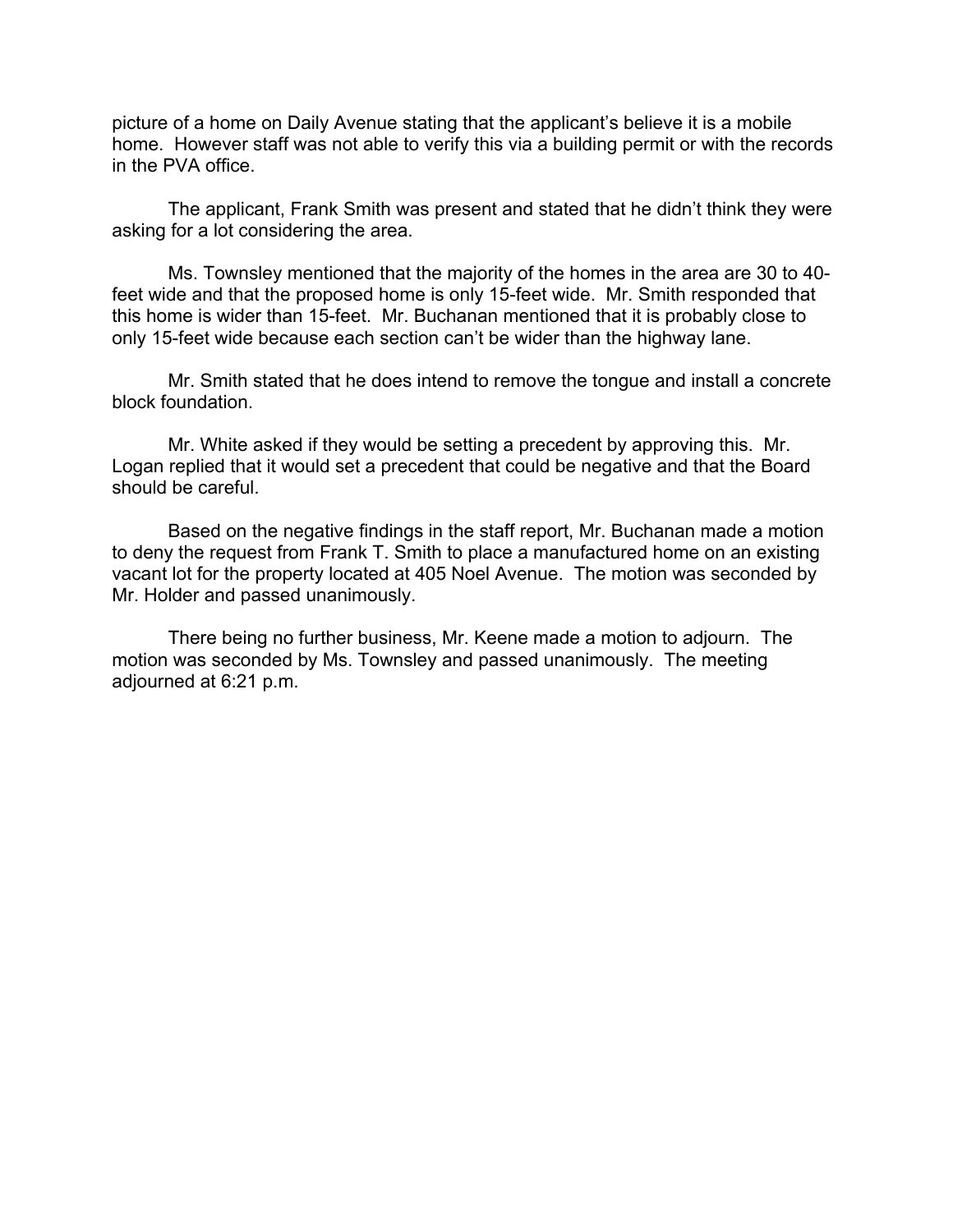picture of a home on Daily Avenue stating that the applicant's believe it is a mobile home. However staff was not able to verify this via a building permit or with the records in the PVA office.

The applicant, Frank Smith was present and stated that he didn't think they were asking for a lot considering the area.

Ms. Townsley mentioned that the majority of the homes in the area are 30 to 40-feet wide and that the proposed home is only 15-feet wide. Mr. Smith responded that this home is wider than 15-feet. Mr. Buchanan mentioned that it is probably close to only 15-feet wide because each section can't be wider than the highway lane.

Mr. Smith stated that he does intend to remove the tongue and install a concrete block foundation.

Mr. White asked if they would be setting a precedent by approving this. Mr. Logan replied that it would set a precedent that could be negative and that the Board should be careful.

Based on the negative findings in the staff report, Mr. Buchanan made a motion to deny the request from Frank T. Smith to place a manufactured home on an existing vacant lot for the property located at 405 Noel Avenue. The motion was seconded by Mr. Holder and passed unanimously.

There being no further business, Mr. Keene made a motion to adjourn. The motion was seconded by Ms. Townsley and passed unanimously. The meeting adjourned at 6:21 p.m.